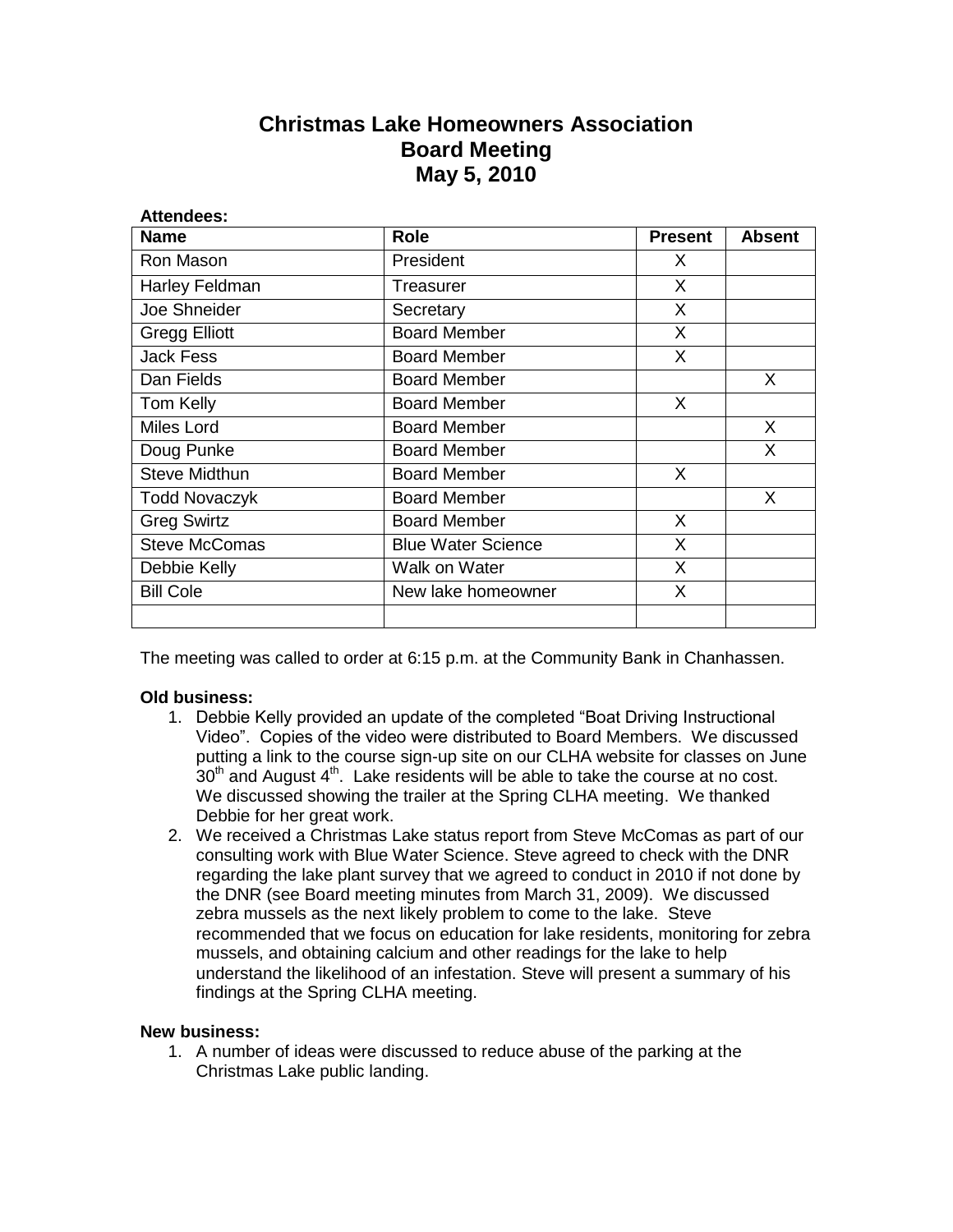# Christmas Lake Homeowners Association
# Board Meeting
# May 5, 2010

**Attendees:**

| Name | Role | Present | Absent |
|---|---|---|---|
| Ron Mason | President | X | |
| Harley Feldman | Treasurer | X | |
| Joe Shneider | Secretary | X | |
| Gregg Elliott | Board Member | X | |
| Jack Fess | Board Member | X | |
| Dan Fields | Board Member | | X |
| Tom Kelly | Board Member | X | |
| Miles Lord | Board Member | | X |
| Doug Punke | Board Member | | X |
| Steve Midthun | Board Member | X | |
| Todd Novaczyk | Board Member | | X |
| Greg Swirtz | Board Member | X | |
| Steve McComas | Blue Water Science | X | |
| Debbie Kelly | Walk on Water | X | |
| Bill Cole | New lake homeowner | X | |
| | | | |

The meeting was called to order at 6:15 p.m. at the Community Bank in Chanhassen.

**Old business:**

1. Debbie Kelly provided an update of the completed "Boat Driving Instructional Video". Copies of the video were distributed to Board Members. We discussed putting a link to the course sign-up site on our CLHA website for classes on June 30th and August 4th. Lake residents will be able to take the course at no cost. We discussed showing the trailer at the Spring CLHA meeting. We thanked Debbie for her great work.
2. We received a Christmas Lake status report from Steve McComas as part of our consulting work with Blue Water Science. Steve agreed to check with the DNR regarding the lake plant survey that we agreed to conduct in 2010 if not done by the DNR (see Board meeting minutes from March 31, 2009). We discussed zebra mussels as the next likely problem to come to the lake. Steve recommended that we focus on education for lake residents, monitoring for zebra mussels, and obtaining calcium and other readings for the lake to help understand the likelihood of an infestation. Steve will present a summary of his findings at the Spring CLHA meeting.

**New business:**

1. A number of ideas were discussed to reduce abuse of the parking at the Christmas Lake public landing.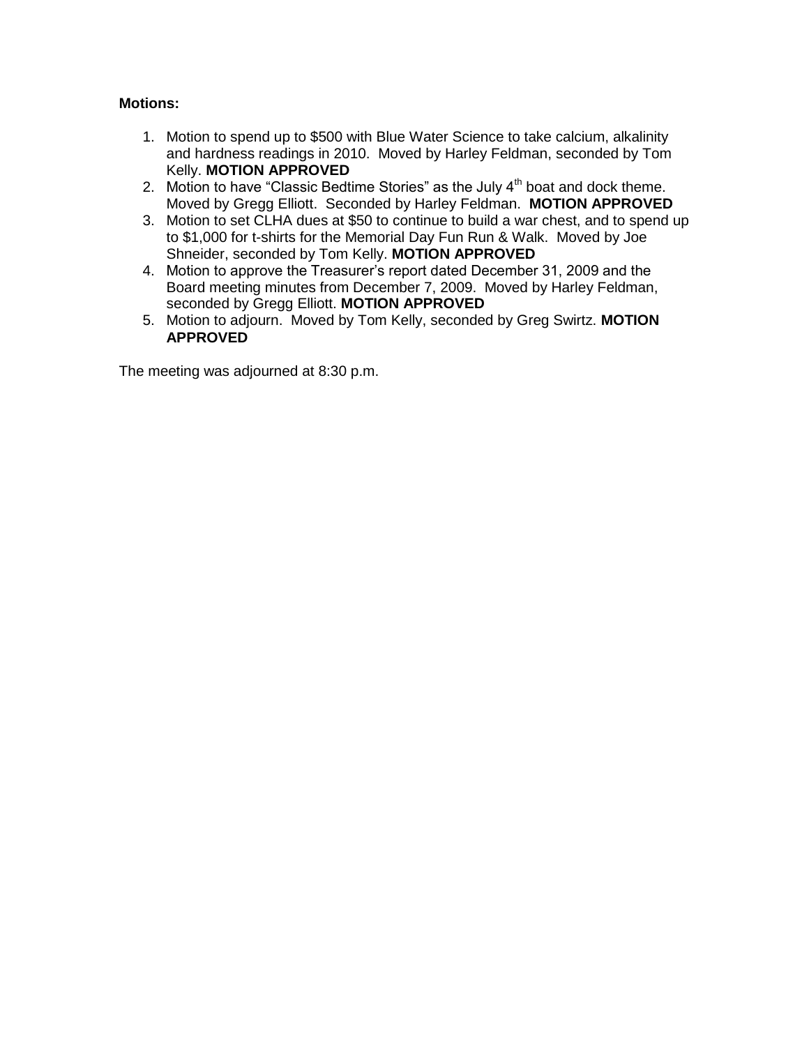**Motions:**

1. Motion to spend up to $500 with Blue Water Science to take calcium, alkalinity and hardness readings in 2010. Moved by Harley Feldman, seconded by Tom Kelly. **MOTION APPROVED**
2. Motion to have "Classic Bedtime Stories" as the July 4th boat and dock theme. Moved by Gregg Elliott. Seconded by Harley Feldman. **MOTION APPROVED**
3. Motion to set CLHA dues at $50 to continue to build a war chest, and to spend up to $1,000 for t-shirts for the Memorial Day Fun Run & Walk. Moved by Joe Shneider, seconded by Tom Kelly. **MOTION APPROVED**
4. Motion to approve the Treasurer's report dated December 31, 2009 and the Board meeting minutes from December 7, 2009. Moved by Harley Feldman, seconded by Gregg Elliott. **MOTION APPROVED**
5. Motion to adjourn. Moved by Tom Kelly, seconded by Greg Swirtz. **MOTION APPROVED**

The meeting was adjourned at 8:30 p.m.